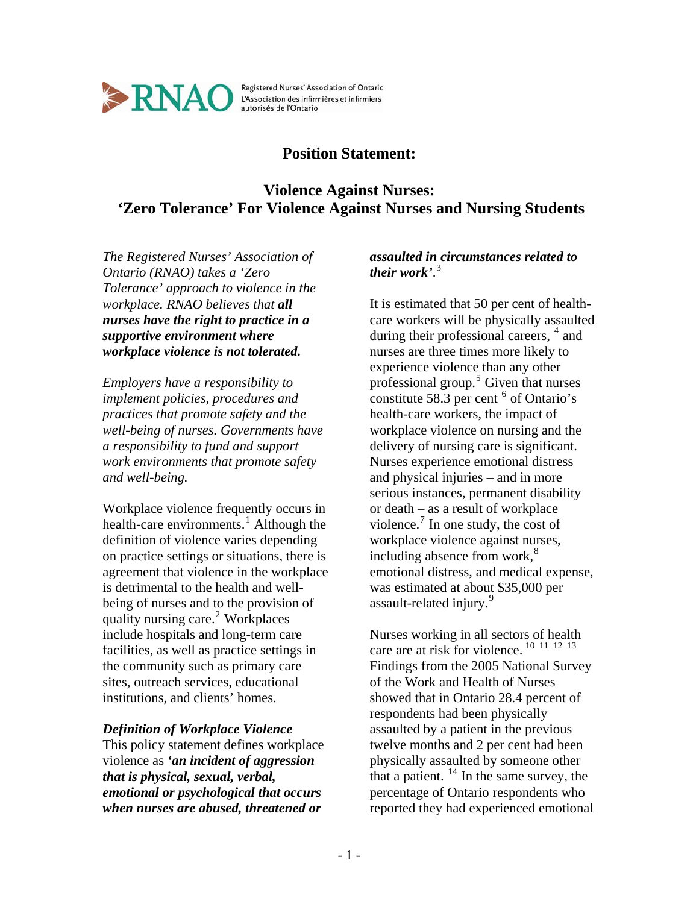Registered Nurses' Association of Ontario
L'Association des infirmières et infirmiers autorisés de l'Ontario

# Position Statement:

## Violence Against Nurses: 'Zero Tolerance' For Violence Against Nurses and Nursing Students

*The Registered Nurses' Association of Ontario (RNAO) takes a 'Zero Tolerance' approach to violence in the workplace. RNAO believes that **all nurses have the right to practice in a supportive environment where workplace violence is not tolerated.***

*Employers have a responsibility to implement policies, procedures and practices that promote safety and the well-being of nurses. Governments have a responsibility to fund and support work environments that promote safety and well-being.*

Workplace violence frequently occurs in health-care environments.[1] Although the definition of violence varies depending on practice settings or situations, there is agreement that violence in the workplace is detrimental to the health and well-being of nurses and to the provision of quality nursing care.[2] Workplaces include hospitals and long-term care facilities, as well as practice settings in the community such as primary care sites, outreach services, educational institutions, and clients' homes.

***Definition of Workplace Violence***

This policy statement defines workplace violence as ***'an incident of aggression that is physical, sexual, verbal, emotional or psychological that occurs when nurses are abused, threatened or assaulted in circumstances related to their work'***.[3]

It is estimated that 50 per cent of health-care workers will be physically assaulted during their professional careers, [4] and nurses are three times more likely to experience violence than any other professional group.[5] Given that nurses constitute 58.3 per cent [6] of Ontario's health-care workers, the impact of workplace violence on nursing and the delivery of nursing care is significant. Nurses experience emotional distress and physical injuries – and in more serious instances, permanent disability or death – as a result of workplace violence.[7] In one study, the cost of workplace violence against nurses, including absence from work,[8] emotional distress, and medical expense, was estimated at about $35,000 per assault-related injury.[9]

Nurses working in all sectors of health care are at risk for violence. [10] [11] [12] [13] Findings from the 2005 National Survey of the Work and Health of Nurses showed that in Ontario 28.4 percent of respondents had been physically assaulted by a patient in the previous twelve months and 2 per cent had been physically assaulted by someone other that a patient. [14] In the same survey, the percentage of Ontario respondents who reported they had experienced emotional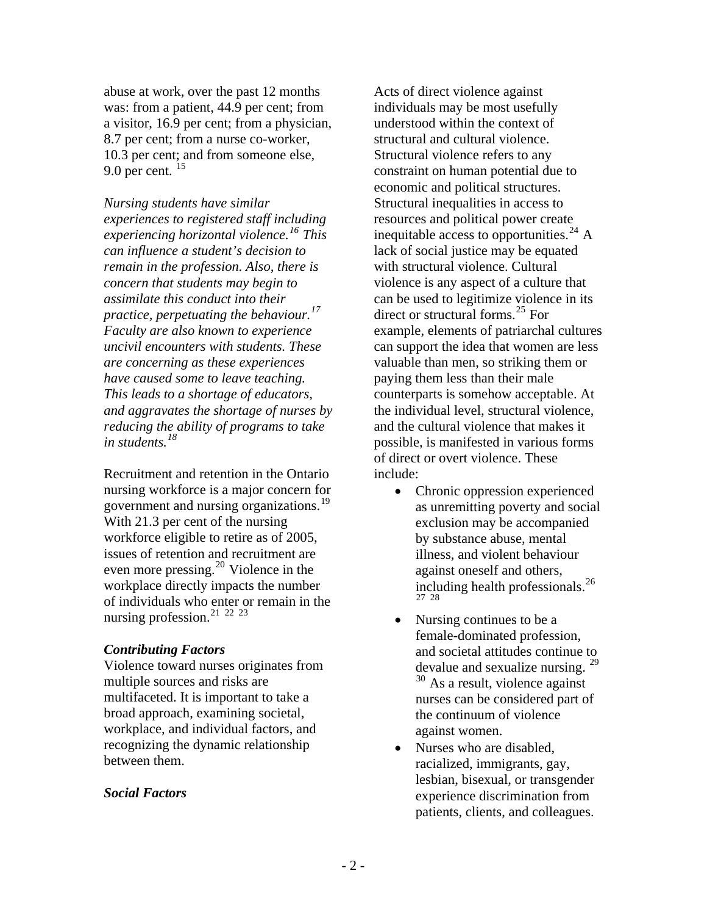abuse at work, over the past 12 months was: from a patient, 44.9 per cent; from a visitor, 16.9 per cent; from a physician, 8.7 per cent; from a nurse co-worker, 10.3 per cent; and from someone else, 9.0 per cent. [15]

*Nursing students have similar experiences to registered staff including experiencing horizontal violence.[16] This can influence a student's decision to remain in the profession. Also, there is concern that students may begin to assimilate this conduct into their practice, perpetuating the behaviour.[17] Faculty are also known to experience uncivil encounters with students. These are concerning as these experiences have caused some to leave teaching. This leads to a shortage of educators, and aggravates the shortage of nurses by reducing the ability of programs to take in students.[18]*

Recruitment and retention in the Ontario nursing workforce is a major concern for government and nursing organizations.[19] With 21.3 per cent of the nursing workforce eligible to retire as of 2005, issues of retention and recruitment are even more pressing.[20] Violence in the workplace directly impacts the number of individuals who enter or remain in the nursing profession.[21] [22] [23]

### *Contributing Factors*

Violence toward nurses originates from multiple sources and risks are multifaceted. It is important to take a broad approach, examining societal, workplace, and individual factors, and recognizing the dynamic relationship between them.

### *Social Factors*

Acts of direct violence against individuals may be most usefully understood within the context of structural and cultural violence. Structural violence refers to any constraint on human potential due to economic and political structures. Structural inequalities in access to resources and political power create inequitable access to opportunities.[24] A lack of social justice may be equated with structural violence. Cultural violence is any aspect of a culture that can be used to legitimize violence in its direct or structural forms.[25] For example, elements of patriarchal cultures can support the idea that women are less valuable than men, so striking them or paying them less than their male counterparts is somehow acceptable. At the individual level, structural violence, and the cultural violence that makes it possible, is manifested in various forms of direct or overt violence. These include:

- Chronic oppression experienced as unremitting poverty and social exclusion may be accompanied by substance abuse, mental illness, and violent behaviour against oneself and others, including health professionals.[26] [27] [28]
- Nursing continues to be a female-dominated profession, and societal attitudes continue to devalue and sexualize nursing. [29] [30] As a result, violence against nurses can be considered part of the continuum of violence against women.
- Nurses who are disabled, racialized, immigrants, gay, lesbian, bisexual, or transgender experience discrimination from patients, clients, and colleagues.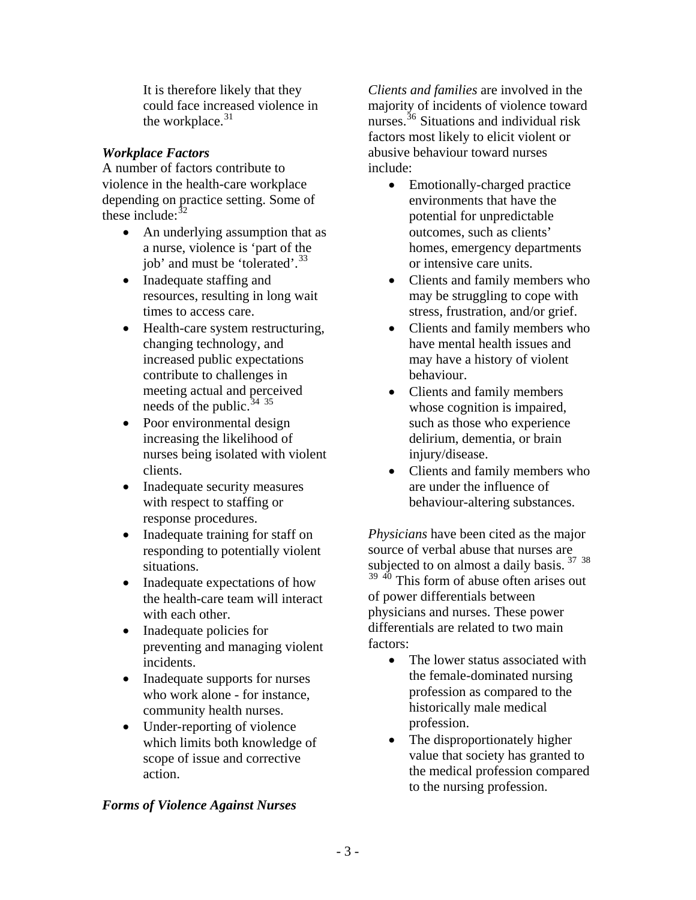It is therefore likely that they could face increased violence in the workplace.[31]

### *Workplace Factors*

A number of factors contribute to violence in the health-care workplace depending on practice setting. Some of these include:[32]

- An underlying assumption that as a nurse, violence is 'part of the job' and must be 'tolerated'.[33]
- Inadequate staffing and resources, resulting in long wait times to access care.
- Health-care system restructuring, changing technology, and increased public expectations contribute to challenges in meeting actual and perceived needs of the public.[34] [35]
- Poor environmental design increasing the likelihood of nurses being isolated with violent clients.
- Inadequate security measures with respect to staffing or response procedures.
- Inadequate training for staff on responding to potentially violent situations.
- Inadequate expectations of how the health-care team will interact with each other.
- Inadequate policies for preventing and managing violent incidents.
- Inadequate supports for nurses who work alone - for instance, community health nurses.
- Under-reporting of violence which limits both knowledge of scope of issue and corrective action.

### *Forms of Violence Against Nurses*

*Clients and families* are involved in the majority of incidents of violence toward nurses.[36] Situations and individual risk factors most likely to elicit violent or abusive behaviour toward nurses include:

- Emotionally-charged practice environments that have the potential for unpredictable outcomes, such as clients' homes, emergency departments or intensive care units.
- Clients and family members who may be struggling to cope with stress, frustration, and/or grief.
- Clients and family members who have mental health issues and may have a history of violent behaviour.
- Clients and family members whose cognition is impaired, such as those who experience delirium, dementia, or brain injury/disease.
- Clients and family members who are under the influence of behaviour-altering substances.

*Physicians* have been cited as the major source of verbal abuse that nurses are subjected to on almost a daily basis.[37] [38] [39] [40] This form of abuse often arises out of power differentials between physicians and nurses. These power differentials are related to two main factors:

- The lower status associated with the female-dominated nursing profession as compared to the historically male medical profession.
- The disproportionately higher value that society has granted to the medical profession compared to the nursing profession.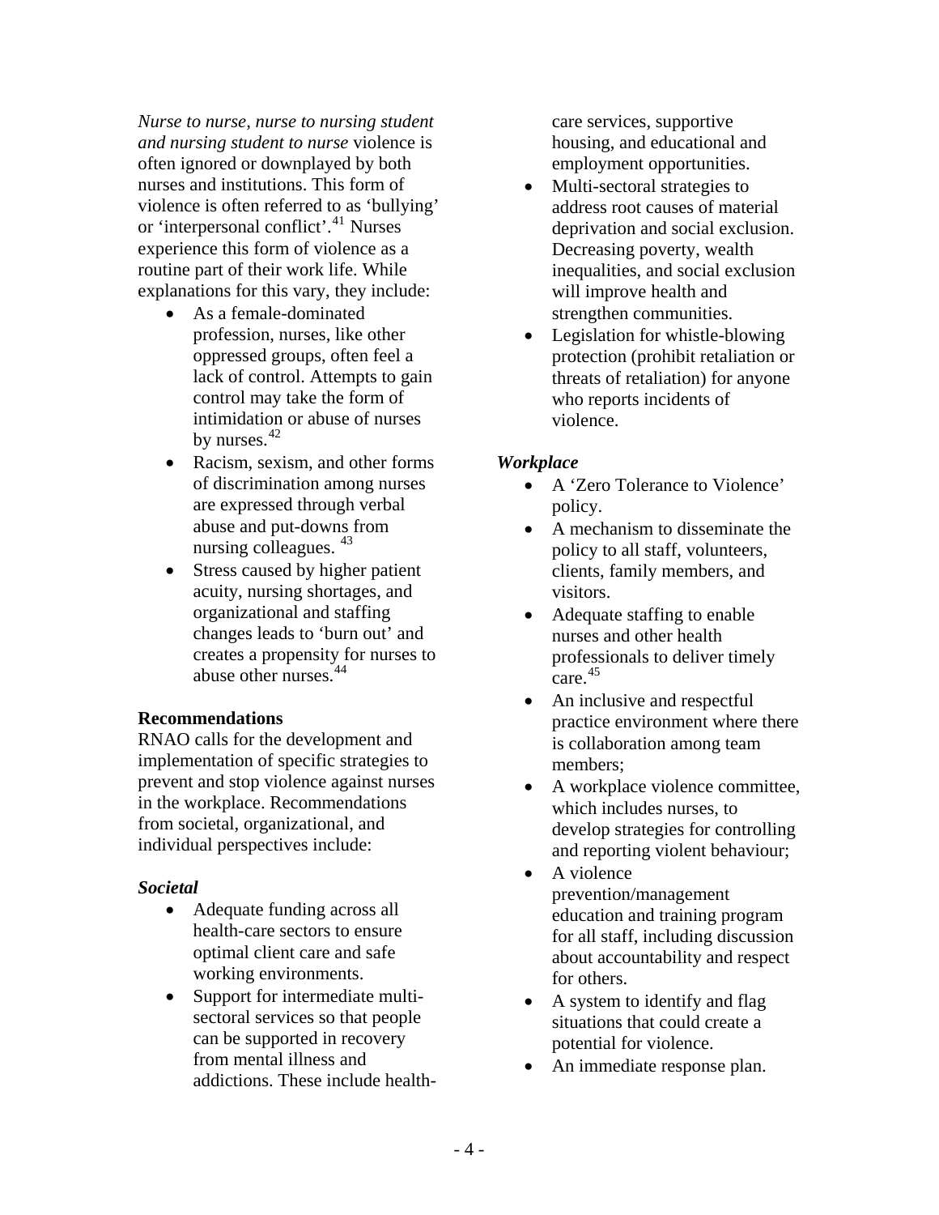*Nurse to nurse, nurse to nursing student and nursing student to nurse* violence is often ignored or downplayed by both nurses and institutions. This form of violence is often referred to as 'bullying' or 'interpersonal conflict'.[41] Nurses experience this form of violence as a routine part of their work life. While explanations for this vary, they include:

- As a female-dominated profession, nurses, like other oppressed groups, often feel a lack of control. Attempts to gain control may take the form of intimidation or abuse of nurses by nurses.[42]
- Racism, sexism, and other forms of discrimination among nurses are expressed through verbal abuse and put-downs from nursing colleagues.[43]
- Stress caused by higher patient acuity, nursing shortages, and organizational and staffing changes leads to 'burn out' and creates a propensity for nurses to abuse other nurses.[44]

**Recommendations**

RNAO calls for the development and implementation of specific strategies to prevent and stop violence against nurses in the workplace. Recommendations from societal, organizational, and individual perspectives include:

***Societal***

- Adequate funding across all health-care sectors to ensure optimal client care and safe working environments.
- Support for intermediate multi-sectoral services so that people can be supported in recovery from mental illness and addictions. These include health-care services, supportive housing, and educational and employment opportunities.
- Multi-sectoral strategies to address root causes of material deprivation and social exclusion. Decreasing poverty, wealth inequalities, and social exclusion will improve health and strengthen communities.
- Legislation for whistle-blowing protection (prohibit retaliation or threats of retaliation) for anyone who reports incidents of violence.

***Workplace***

- A 'Zero Tolerance to Violence' policy.
- A mechanism to disseminate the policy to all staff, volunteers, clients, family members, and visitors.
- Adequate staffing to enable nurses and other health professionals to deliver timely care.[45]
- An inclusive and respectful practice environment where there is collaboration among team members;
- A workplace violence committee, which includes nurses, to develop strategies for controlling and reporting violent behaviour;
- A violence prevention/management education and training program for all staff, including discussion about accountability and respect for others.
- A system to identify and flag situations that could create a potential for violence.
- An immediate response plan.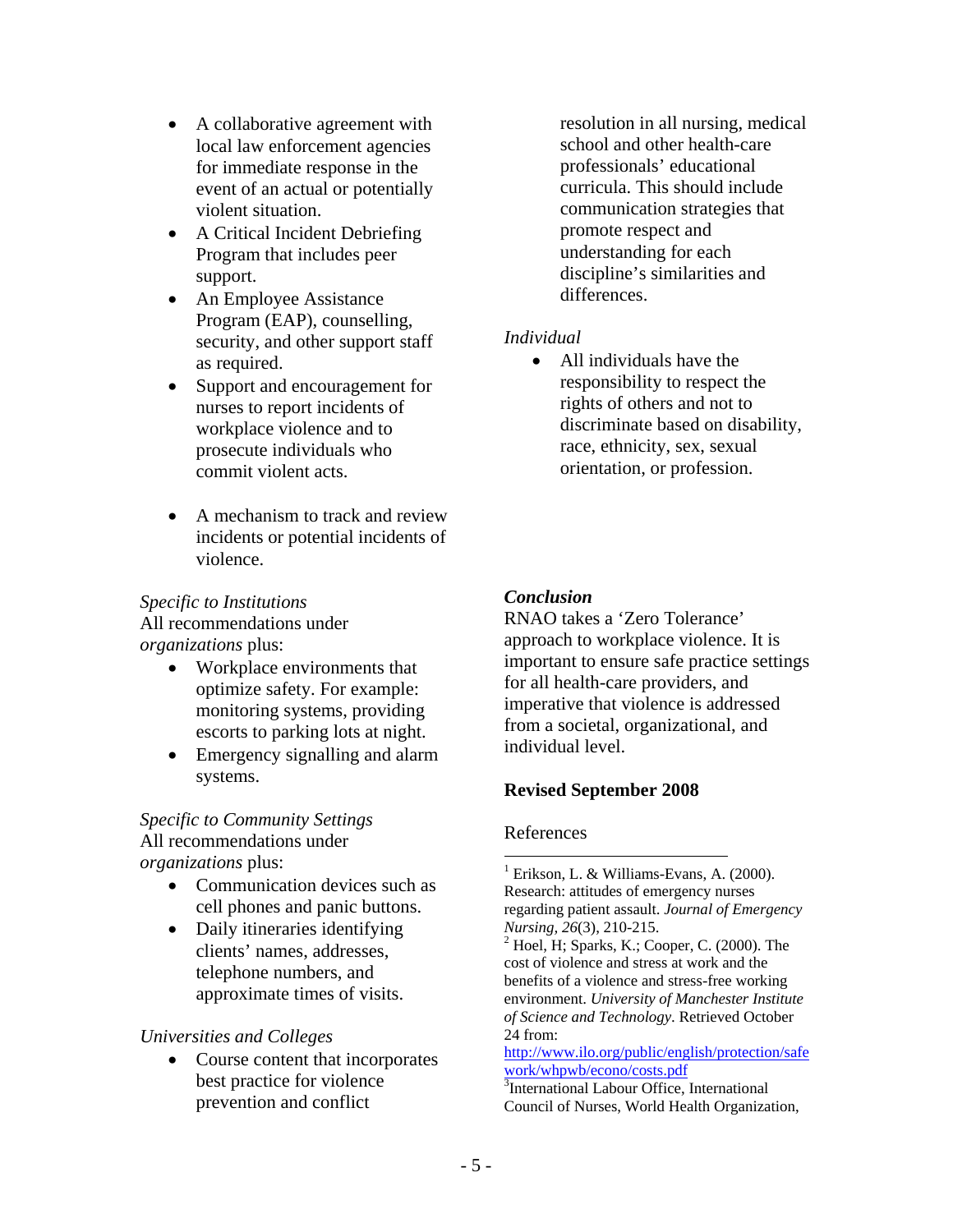- A collaborative agreement with local law enforcement agencies for immediate response in the event of an actual or potentially violent situation.
- A Critical Incident Debriefing Program that includes peer support.
- An Employee Assistance Program (EAP), counselling, security, and other support staff as required.
- Support and encouragement for nurses to report incidents of workplace violence and to prosecute individuals who commit violent acts.
- A mechanism to track and review incidents or potential incidents of violence.

*Specific to Institutions*

All recommendations under *organizations* plus:

- Workplace environments that optimize safety. For example: monitoring systems, providing escorts to parking lots at night.
- Emergency signalling and alarm systems.

*Specific to Community Settings*

All recommendations under *organizations* plus:

- Communication devices such as cell phones and panic buttons.
- Daily itineraries identifying clients' names, addresses, telephone numbers, and approximate times of visits.

*Universities and Colleges*

- Course content that incorporates best practice for violence prevention and conflict resolution in all nursing, medical school and other health-care professionals' educational curricula. This should include communication strategies that promote respect and understanding for each discipline's similarities and differences.

*Individual*

- All individuals have the responsibility to respect the rights of others and not to discriminate based on disability, race, ethnicity, sex, sexual orientation, or profession.

***Conclusion***

RNAO takes a 'Zero Tolerance' approach to workplace violence. It is important to ensure safe practice settings for all health-care providers, and imperative that violence is addressed from a societal, organizational, and individual level.

**Revised September 2008**

References

---

[1] Erikson, L. & Williams-Evans, A. (2000). Research: attitudes of emergency nurses regarding patient assault. *Journal of Emergency Nursing, 26*(3), 210-215.

[2] Hoel, H; Sparks, K.; Cooper, C. (2000). The cost of violence and stress at work and the benefits of a violence and stress-free working environment. *University of Manchester Institute of Science and Technology*. Retrieved October 24 from: http://www.ilo.org/public/english/protection/safework/whpwb/econo/costs.pdf

[3] International Labour Office, International Council of Nurses, World Health Organization,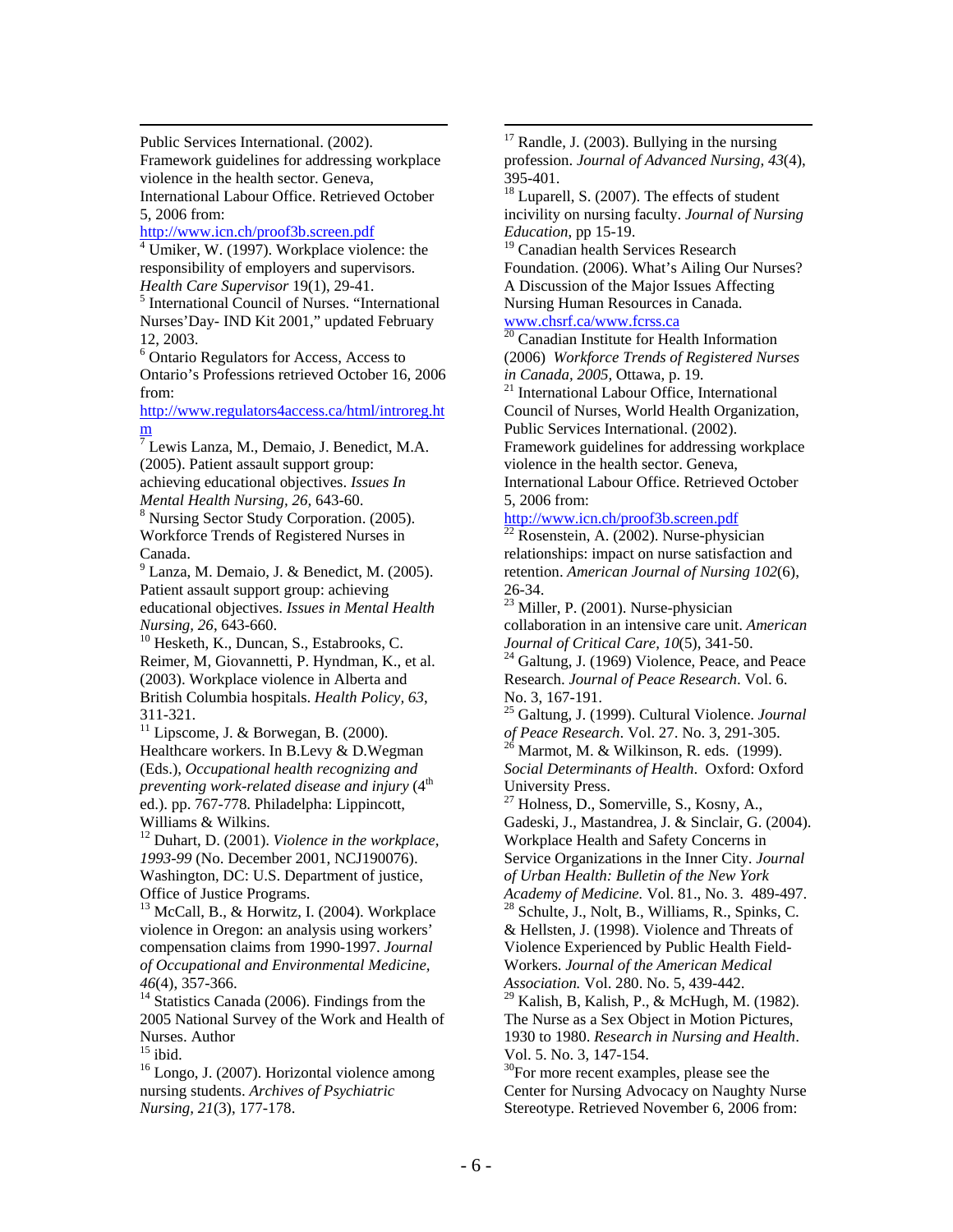Public Services International. (2002). Framework guidelines for addressing workplace violence in the health sector. Geneva, International Labour Office. Retrieved October 5, 2006 from: http://www.icn.ch/proof3b.screen.pdf

[4] Umiker, W. (1997). Workplace violence: the responsibility of employers and supervisors. *Health Care Supervisor* 19(1), 29-41.

[5] International Council of Nurses. "International Nurses'Day- IND Kit 2001," updated February 12, 2003.

[6] Ontario Regulators for Access, Access to Ontario's Professions retrieved October 16, 2006 from: http://www.regulators4access.ca/html/introreg.htm

[7] Lewis Lanza, M., Demaio, J. Benedict, M.A. (2005). Patient assault support group: achieving educational objectives. *Issues In Mental Health Nursing, 26,* 643-60.

[8] Nursing Sector Study Corporation. (2005). Workforce Trends of Registered Nurses in Canada.

[9] Lanza, M. Demaio, J. & Benedict, M. (2005). Patient assault support group: achieving educational objectives. *Issues in Mental Health Nursing, 26*, 643-660.

[10] Hesketh, K., Duncan, S., Estabrooks, C. Reimer, M, Giovannetti, P. Hyndman, K., et al. (2003). Workplace violence in Alberta and British Columbia hospitals. *Health Policy, 63*, 311-321.

[11] Lipscome, J. & Borwegan, B. (2000). Healthcare workers. In B.Levy & D.Wegman (Eds.), *Occupational health recognizing and preventing work-related disease and injury* (4th ed.). pp. 767-778. Philadelphia: Lippincott, Williams & Wilkins.

[12] Duhart, D. (2001). *Violence in the workplace, 1993-99* (No. December 2001, NCJ190076). Washington, DC: U.S. Department of justice, Office of Justice Programs.

[13] McCall, B., & Horwitz, I. (2004). Workplace violence in Oregon: an analysis using workers' compensation claims from 1990-1997. *Journal of Occupational and Environmental Medicine, 46*(4), 357-366.

[14] Statistics Canada (2006). Findings from the 2005 National Survey of the Work and Health of Nurses. Author

[15] ibid.

[16] Longo, J. (2007). Horizontal violence among nursing students. *Archives of Psychiatric Nursing, 21*(3), 177-178.

[17] Randle, J. (2003). Bullying in the nursing profession. *Journal of Advanced Nursing, 43*(4), 395-401.

[18] Luparell, S. (2007). The effects of student incivility on nursing faculty. *Journal of Nursing Education*, pp 15-19.

[19] Canadian health Services Research Foundation. (2006). What's Ailing Our Nurses? A Discussion of the Major Issues Affecting Nursing Human Resources in Canada. www.chsrf.ca/www.fcrss.ca

[20] Canadian Institute for Health Information (2006) *Workforce Trends of Registered Nurses in Canada, 2005,* Ottawa, p. 19.

[21] International Labour Office, International Council of Nurses, World Health Organization, Public Services International. (2002). Framework guidelines for addressing workplace violence in the health sector. Geneva, International Labour Office. Retrieved October 5, 2006 from: http://www.icn.ch/proof3b.screen.pdf

[22] Rosenstein, A. (2002). Nurse-physician relationships: impact on nurse satisfaction and retention. *American Journal of Nursing 102*(6), 26-34.

[23] Miller, P. (2001). Nurse-physician collaboration in an intensive care unit. *American Journal of Critical Care, 10*(5), 341-50.

[24] Galtung, J. (1969) Violence, Peace, and Peace Research. *Journal of Peace Research*. Vol. 6. No. 3, 167-191.

[25] Galtung, J. (1999). Cultural Violence. *Journal of Peace Research*. Vol. 27. No. 3, 291-305.

[26] Marmot, M. & Wilkinson, R. eds. (1999). *Social Determinants of Health*. Oxford: Oxford University Press.

[27] Holness, D., Somerville, S., Kosny, A., Gadeski, J., Mastandrea, J. & Sinclair, G. (2004). Workplace Health and Safety Concerns in Service Organizations in the Inner City. *Journal of Urban Health: Bulletin of the New York Academy of Medicine.* Vol. 81., No. 3. 489-497.

[28] Schulte, J., Nolt, B., Williams, R., Spinks, C. & Hellsten, J. (1998). Violence and Threats of Violence Experienced by Public Health Field-Workers. *Journal of the American Medical Association.* Vol. 280. No. 5, 439-442.

[29] Kalish, B, Kalish, P., & McHugh, M. (1982). The Nurse as a Sex Object in Motion Pictures, 1930 to 1980. *Research in Nursing and Health*. Vol. 5. No. 3, 147-154.

[30] For more recent examples, please see the Center for Nursing Advocacy on Naughty Nurse Stereotype. Retrieved November 6, 2006 from: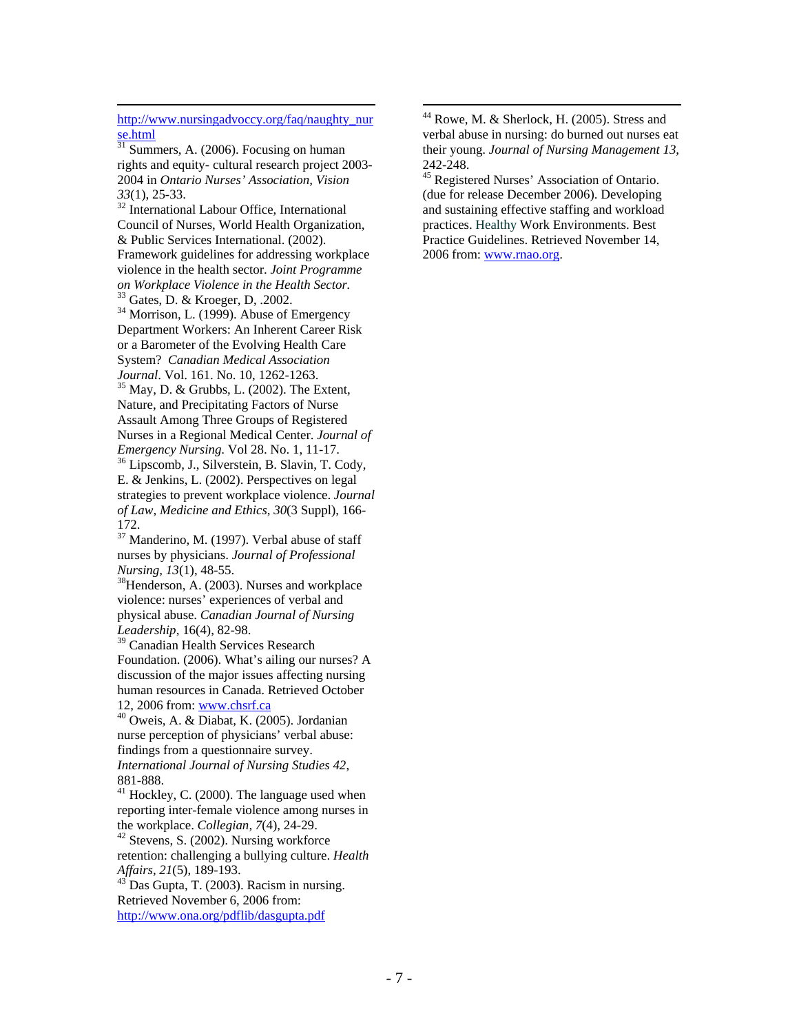http://www.nursingadvoccy.org/faq/naughty_nurse.html

[31] Summers, A. (2006). Focusing on human rights and equity- cultural research project 2003-2004 in *Ontario Nurses' Association, Vision 33*(1), 25-33.

[32] International Labour Office, International Council of Nurses, World Health Organization, & Public Services International. (2002). Framework guidelines for addressing workplace violence in the health sector. *Joint Programme on Workplace Violence in the Health Sector.*

[33] Gates, D. & Kroeger, D, .2002.

[34] Morrison, L. (1999). Abuse of Emergency Department Workers: An Inherent Career Risk or a Barometer of the Evolving Health Care System? *Canadian Medical Association Journal*. Vol. 161. No. 10, 1262-1263.

[35] May, D. & Grubbs, L. (2002). The Extent, Nature, and Precipitating Factors of Nurse Assault Among Three Groups of Registered Nurses in a Regional Medical Center. *Journal of Emergency Nursing*. Vol 28. No. 1, 11-17.

[36] Lipscomb, J., Silverstein, B. Slavin, T. Cody, E. & Jenkins, L. (2002). Perspectives on legal strategies to prevent workplace violence. *Journal of Law, Medicine and Ethics, 30*(3 Suppl), 166-172.

[37] Manderino, M. (1997). Verbal abuse of staff nurses by physicians. *Journal of Professional Nursing, 13*(1), 48-55.

[38] Henderson, A. (2003). Nurses and workplace violence: nurses' experiences of verbal and physical abuse. *Canadian Journal of Nursing Leadership*, 16(4), 82-98.

[39] Canadian Health Services Research Foundation. (2006). What's ailing our nurses? A discussion of the major issues affecting nursing human resources in Canada. Retrieved October 12, 2006 from: www.chsrf.ca

[40] Oweis, A. & Diabat, K. (2005). Jordanian nurse perception of physicians' verbal abuse: findings from a questionnaire survey. *International Journal of Nursing Studies 42*, 881-888.

[41] Hockley, C. (2000). The language used when reporting inter-female violence among nurses in the workplace. *Collegian, 7*(4), 24-29.

[42] Stevens, S. (2002). Nursing workforce retention: challenging a bullying culture. *Health Affairs, 21*(5), 189-193.

[43] Das Gupta, T. (2003). Racism in nursing. Retrieved November 6, 2006 from: http://www.ona.org/pdflib/dasgupta.pdf

[44] Rowe, M. & Sherlock, H. (2005). Stress and verbal abuse in nursing: do burned out nurses eat their young. *Journal of Nursing Management 13*, 242-248.

[45] Registered Nurses' Association of Ontario. (due for release December 2006). Developing and sustaining effective staffing and workload practices. Healthy Work Environments. Best Practice Guidelines. Retrieved November 14, 2006 from: www.rnao.org.